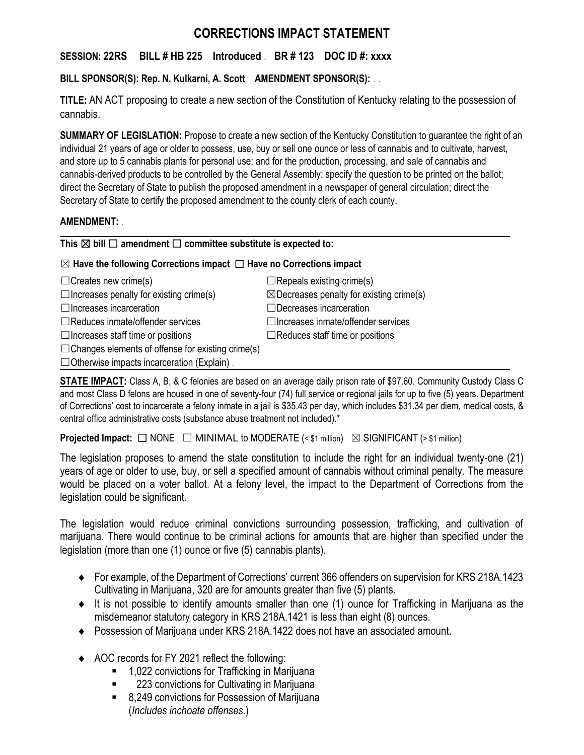# CORRECTIONS IMPACT STATEMENT

**SESSION: 22RS BILL # HB 225 Introduced . BR # 123 DOC ID #: xxxx**

**BILL SPONSOR(S): Rep. N. Kulkarni, A. Scott AMENDMENT SPONSOR(S):** . .

**TITLE:** AN ACT proposing to create a new section of the Constitution of Kentucky relating to the possession of cannabis.

**SUMMARY OF LEGISLATION:** Propose to create a new section of the Kentucky Constitution to guarantee the right of an individual 21 years of age or older to possess, use, buy or sell one ounce or less of cannabis and to cultivate, harvest, and store up to 5 cannabis plants for personal use; and for the production, processing, and sale of cannabis and cannabis-derived products to be controlled by the General Assembly; specify the question to be printed on the ballot; direct the Secretary of State to publish the proposed amendment in a newspaper of general circulation; direct the Secretary of State to certify the proposed amendment to the county clerk of each county.

**AMENDMENT:** .

**This ☒ bill ☐ amendment ☐ committee substitute is expected to:**

**☒ Have the following Corrections impact ☐ Have no Corrections impact**

| | |
|---|---|
| ☐Creates new crime(s) | ☐Repeals existing crime(s) |
| ☐Increases penalty for existing crime(s) | ☒Decreases penalty for existing crime(s) |
| ☐Increases incarceration | ☐Decreases incarceration |
| ☐Reduces inmate/offender services | ☐Increases inmate/offender services |
| ☐Increases staff time or positions | ☐Reduces staff time or positions |
| ☐Changes elements of offense for existing crime(s) | |
| ☐Otherwise impacts incarceration (Explain) . | |

**STATE IMPACT:** Class A, B, & C felonies are based on an average daily prison rate of $97.60. Community Custody Class C and most Class D felons are housed in one of seventy-four (74) full service or regional jails for up to five (5) years. Department of Corrections' cost to incarcerate a felony inmate in a jail is $35.43 per day, which includes $31.34 per diem, medical costs, & central office administrative costs (substance abuse treatment not included).*

**Projected Impact:** ☐ NONE ☐ MINIMAL to MODERATE (< $1 million) ☒ SIGNIFICANT (> $1 million)

The legislation proposes to amend the state constitution to include the right for an individual twenty-one (21) years of age or older to use, buy, or sell a specified amount of cannabis without criminal penalty. The measure would be placed on a voter ballot. At a felony level, the impact to the Department of Corrections from the legislation could be significant.

The legislation would reduce criminal convictions surrounding possession, trafficking, and cultivation of marijuana. There would continue to be criminal actions for amounts that are higher than specified under the legislation (more than one (1) ounce or five (5) cannabis plants).

- For example, of the Department of Corrections' current 366 offenders on supervision for KRS 218A.1423 Cultivating in Marijuana, 320 are for amounts greater than five (5) plants.
- It is not possible to identify amounts smaller than one (1) ounce for Trafficking in Marijuana as the misdemeanor statutory category in KRS 218A.1421 is less than eight (8) ounces.
- Possession of Marijuana under KRS 218A.1422 does not have an associated amount.
- AOC records for FY 2021 reflect the following:
  - 1,022 convictions for Trafficking in Marijuana
  - 223 convictions for Cultivating in Marijuana
  - 8,249 convictions for Possession of Marijuana (*Includes inchoate offenses*.)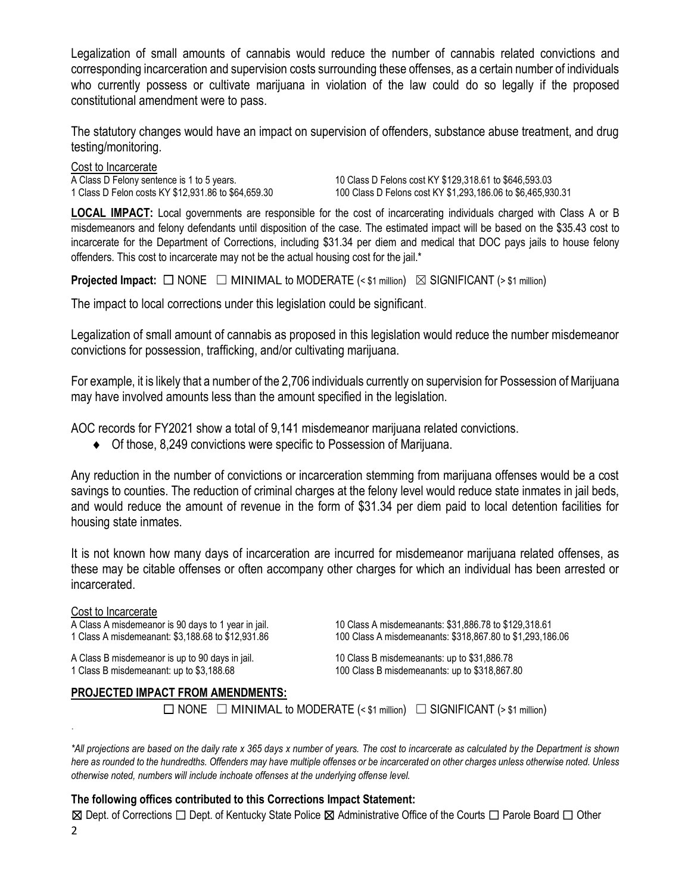Legalization of small amounts of cannabis would reduce the number of cannabis related convictions and corresponding incarceration and supervision costs surrounding these offenses, as a certain number of individuals who currently possess or cultivate marijuana in violation of the law could do so legally if the proposed constitutional amendment were to pass.

The statutory changes would have an impact on supervision of offenders, substance abuse treatment, and drug testing/monitoring.

Cost to Incarcerate

| | |
|---|---|
| A Class D Felony sentence is 1 to 5 years. | 10 Class D Felons cost KY $129,318.61 to $646,593.03 |
| 1 Class D Felon costs KY $12,931.86 to $64,659.30 | 100 Class D Felons cost KY $1,293,186.06 to $6,465,930.31 |

**LOCAL IMPACT:** Local governments are responsible for the cost of incarcerating individuals charged with Class A or B misdemeanors and felony defendants until disposition of the case. The estimated impact will be based on the $35.43 cost to incarcerate for the Department of Corrections, including $31.34 per diem and medical that DOC pays jails to house felony offenders. This cost to incarcerate may not be the actual housing cost for the jail.*

**Projected Impact:** ☐ NONE ☐ MINIMAL to MODERATE (< $1 million) ☒ SIGNIFICANT (> $1 million)

The impact to local corrections under this legislation could be significant.

Legalization of small amount of cannabis as proposed in this legislation would reduce the number misdemeanor convictions for possession, trafficking, and/or cultivating marijuana.

For example, it is likely that a number of the 2,706 individuals currently on supervision for Possession of Marijuana may have involved amounts less than the amount specified in the legislation.

AOC records for FY2021 show a total of 9,141 misdemeanor marijuana related convictions.

- Of those, 8,249 convictions were specific to Possession of Marijuana.

Any reduction in the number of convictions or incarceration stemming from marijuana offenses would be a cost savings to counties. The reduction of criminal charges at the felony level would reduce state inmates in jail beds, and would reduce the amount of revenue in the form of $31.34 per diem paid to local detention facilities for housing state inmates.

It is not known how many days of incarceration are incurred for misdemeanor marijuana related offenses, as these may be citable offenses or often accompany other charges for which an individual has been arrested or incarcerated.

Cost to Incarcerate

| | |
|---|---|
| A Class A misdemeanor is 90 days to 1 year in jail. | 10 Class A misdemeanants: $31,886.78 to $129,318.61 |
| 1 Class A misdemeanant: $3,188.68 to $12,931.86 | 100 Class A misdemeanants: $318,867.80 to $1,293,186.06 |
| A Class B misdemeanor is up to 90 days in jail. | 10 Class B misdemeanants: up to $31,886.78 |
| 1 Class B misdemeanant: up to $3,188.68 | 100 Class B misdemeanants: up to $318,867.80 |

**PROJECTED IMPACT FROM AMENDMENTS:**

☐ NONE ☐ MINIMAL to MODERATE (< $1 million) ☐ SIGNIFICANT (> $1 million)

*\*All projections are based on the daily rate x 365 days x number of years. The cost to incarcerate as calculated by the Department is shown here as rounded to the hundredths. Offenders may have multiple offenses or be incarcerated on other charges unless otherwise noted. Unless otherwise noted, numbers will include inchoate offenses at the underlying offense level.*

**The following offices contributed to this Corrections Impact Statement:**

☒ Dept. of Corrections ☐ Dept. of Kentucky State Police ☒ Administrative Office of the Courts ☐ Parole Board ☐ Other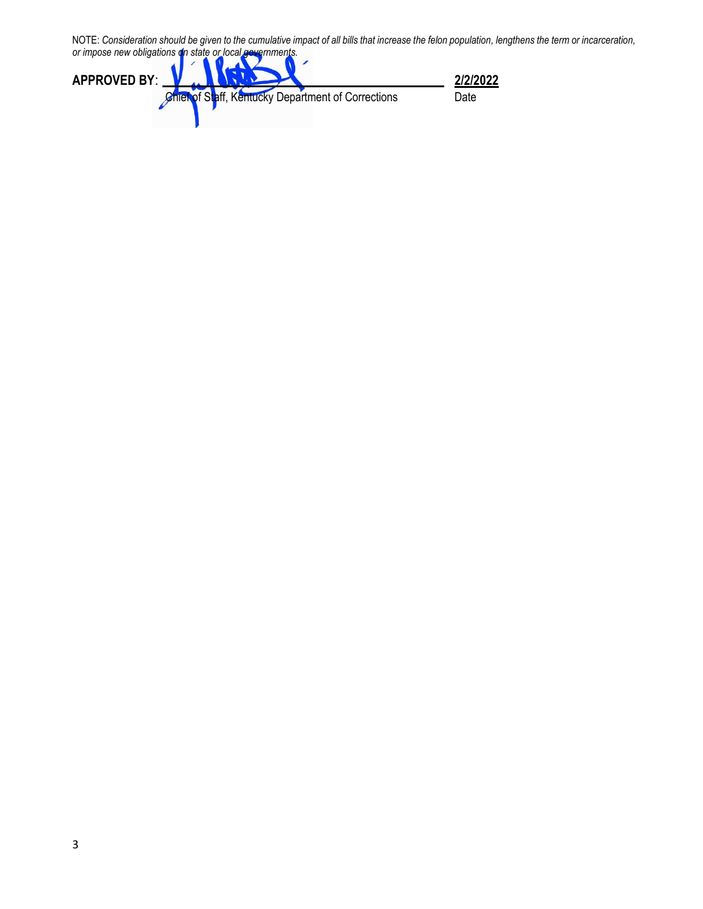NOTE: *Consideration should be given to the cumulative impact of all bills that increase the felon population, lengthens the term or incarceration, or impose new obligations on state or local governments.*

**APPROVED BY**: ______________________________ **2/2/2022**

Chief of Staff, Kentucky Department of Corrections — Date